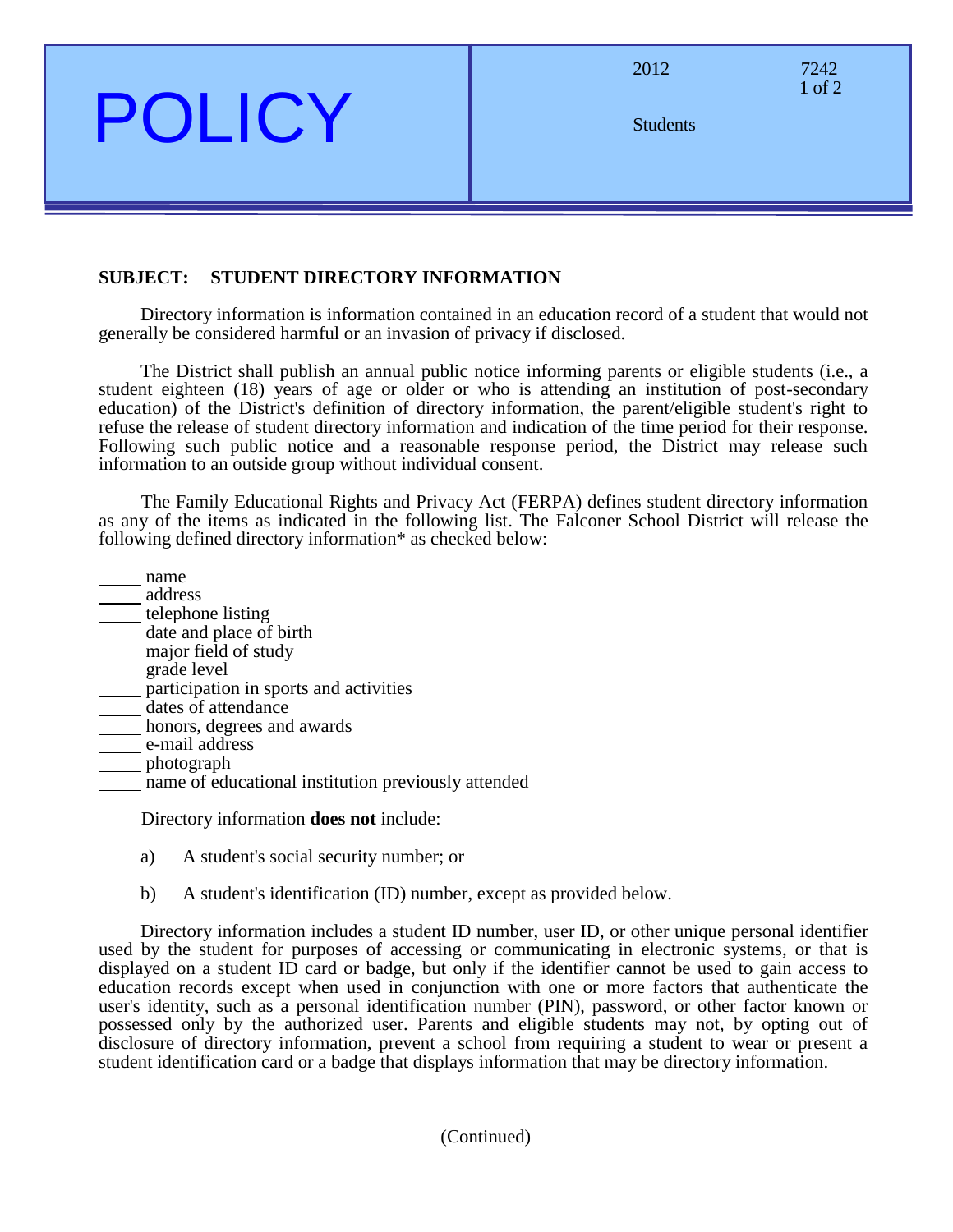# POLICY

2012 7242

Students

**SUBJECT: STUDENT DIRECTORY INFORMATION**

Directory information is information contained in an education record of a student that would not generally be considered harmful or an invasion of privacy if disclosed.

The District shall publish an annual public notice informing parents or eligible students (i.e., a student eighteen (18) years of age or older or who is attending an institution of post-secondary education) of the District's definition of directory information, the parent/eligible student's right to refuse the release of student directory information and indication of the time period for their response. Following such public notice and a reasonable response period, the District may release such information to an outside group without individual consent.

The Family Educational Rights and Privacy Act (FERPA) defines student directory information as any of the items as indicated in the following list. The Falconer School District will release the following defined directory information* as checked below:

_____ name
_____ address
_____ telephone listing
_____ date and place of birth
_____ major field of study
_____ grade level
_____ participation in sports and activities
_____ dates of attendance
_____ honors, degrees and awards
_____ e-mail address
_____ photograph
_____ name of educational institution previously attended

Directory information **does not** include:

a) A student's social security number; or

b) A student's identification (ID) number, except as provided below.

Directory information includes a student ID number, user ID, or other unique personal identifier used by the student for purposes of accessing or communicating in electronic systems, or that is displayed on a student ID card or badge, but only if the identifier cannot be used to gain access to education records except when used in conjunction with one or more factors that authenticate the user's identity, such as a personal identification number (PIN), password, or other factor known or possessed only by the authorized user. Parents and eligible students may not, by opting out of disclosure of directory information, prevent a school from requiring a student to wear or present a student identification card or a badge that displays information that may be directory information.

(Continued)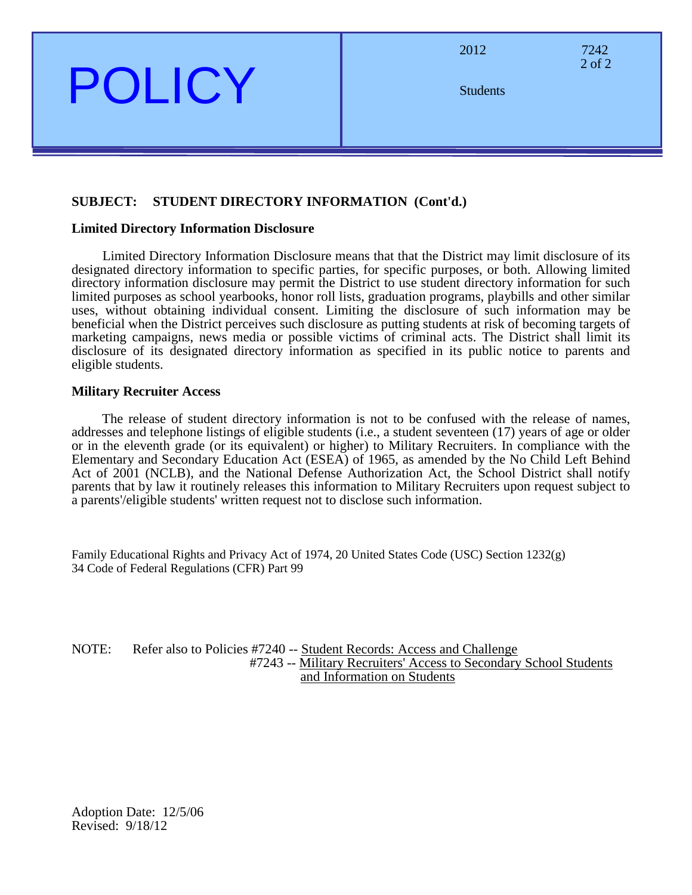**SUBJECT: STUDENT DIRECTORY INFORMATION (Cont'd.)**

**Limited Directory Information Disclosure**

Limited Directory Information Disclosure means that that the District may limit disclosure of its designated directory information to specific parties, for specific purposes, or both. Allowing limited directory information disclosure may permit the District to use student directory information for such limited purposes as school yearbooks, honor roll lists, graduation programs, playbills and other similar uses, without obtaining individual consent. Limiting the disclosure of such information may be beneficial when the District perceives such disclosure as putting students at risk of becoming targets of marketing campaigns, news media or possible victims of criminal acts. The District shall limit its disclosure of its designated directory information as specified in its public notice to parents and eligible students.

**Military Recruiter Access**

The release of student directory information is not to be confused with the release of names, addresses and telephone listings of eligible students (i.e., a student seventeen (17) years of age or older or in the eleventh grade (or its equivalent) or higher) to Military Recruiters. In compliance with the Elementary and Secondary Education Act (ESEA) of 1965, as amended by the No Child Left Behind Act of 2001 (NCLB), and the National Defense Authorization Act, the School District shall notify parents that by law it routinely releases this information to Military Recruiters upon request subject to a parents'/eligible students' written request not to disclose such information.

Family Educational Rights and Privacy Act of 1974, 20 United States Code (USC) Section 1232(g)
34 Code of Federal Regulations (CFR) Part 99

NOTE: Refer also to Policies #7240 -- Student Records: Access and Challenge
#7243 -- Military Recruiters' Access to Secondary School Students and Information on Students

Adoption Date: 12/5/06
Revised: 9/18/12